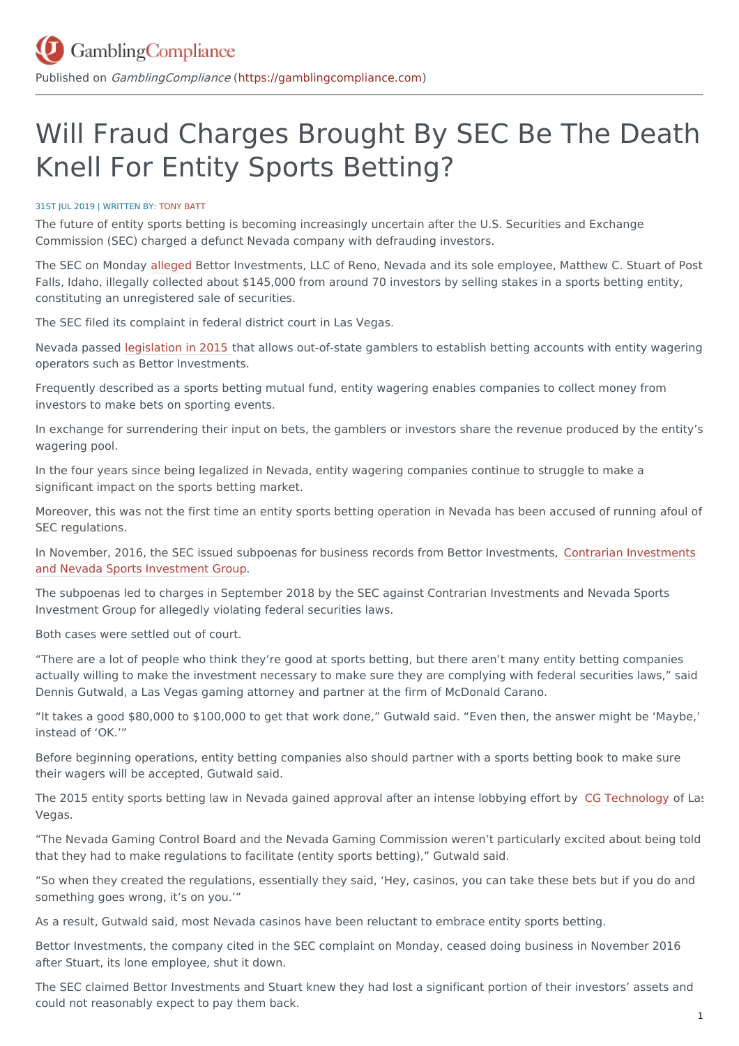Published on *GamblingCompliance* (https://gamblingcompliance.com)

# Will Fraud Charges Brought By SEC Be The Death Knell For Entity Sports Betting?

31ST JUL 2019 | WRITTEN BY: TONY BATT

The future of entity sports betting is becoming increasingly uncertain after the U.S. Securities and Exchange Commission (SEC) charged a defunct Nevada company with defrauding investors.

The SEC on Monday alleged Bettor Investments, LLC of Reno, Nevada and its sole employee, Matthew C. Stuart of Post Falls, Idaho, illegally collected about $145,000 from around 70 investors by selling stakes in a sports betting entity, constituting an unregistered sale of securities.

The SEC filed its complaint in federal district court in Las Vegas.

Nevada passed legislation in 2015 that allows out-of-state gamblers to establish betting accounts with entity wagering operators such as Bettor Investments.

Frequently described as a sports betting mutual fund, entity wagering enables companies to collect money from investors to make bets on sporting events.

In exchange for surrendering their input on bets, the gamblers or investors share the revenue produced by the entity's wagering pool.

In the four years since being legalized in Nevada, entity wagering companies continue to struggle to make a significant impact on the sports betting market.

Moreover, this was not the first time an entity sports betting operation in Nevada has been accused of running afoul of SEC regulations.

In November, 2016, the SEC issued subpoenas for business records from Bettor Investments, Contrarian Investments and Nevada Sports Investment Group.

The subpoenas led to charges in September 2018 by the SEC against Contrarian Investments and Nevada Sports Investment Group for allegedly violating federal securities laws.

Both cases were settled out of court.

"There are a lot of people who think they're good at sports betting, but there aren't many entity betting companies actually willing to make the investment necessary to make sure they are complying with federal securities laws," said Dennis Gutwald, a Las Vegas gaming attorney and partner at the firm of McDonald Carano.

"It takes a good $80,000 to $100,000 to get that work done," Gutwald said. "Even then, the answer might be 'Maybe,' instead of 'OK.'"

Before beginning operations, entity betting companies also should partner with a sports betting book to make sure their wagers will be accepted, Gutwald said.

The 2015 entity sports betting law in Nevada gained approval after an intense lobbying effort by CG Technology of Las Vegas.

"The Nevada Gaming Control Board and the Nevada Gaming Commission weren't particularly excited about being told that they had to make regulations to facilitate (entity sports betting)," Gutwald said.

"So when they created the regulations, essentially they said, 'Hey, casinos, you can take these bets but if you do and something goes wrong, it's on you.'"

As a result, Gutwald said, most Nevada casinos have been reluctant to embrace entity sports betting.

Bettor Investments, the company cited in the SEC complaint on Monday, ceased doing business in November 2016 after Stuart, its lone employee, shut it down.

The SEC claimed Bettor Investments and Stuart knew they had lost a significant portion of their investors' assets and could not reasonably expect to pay them back.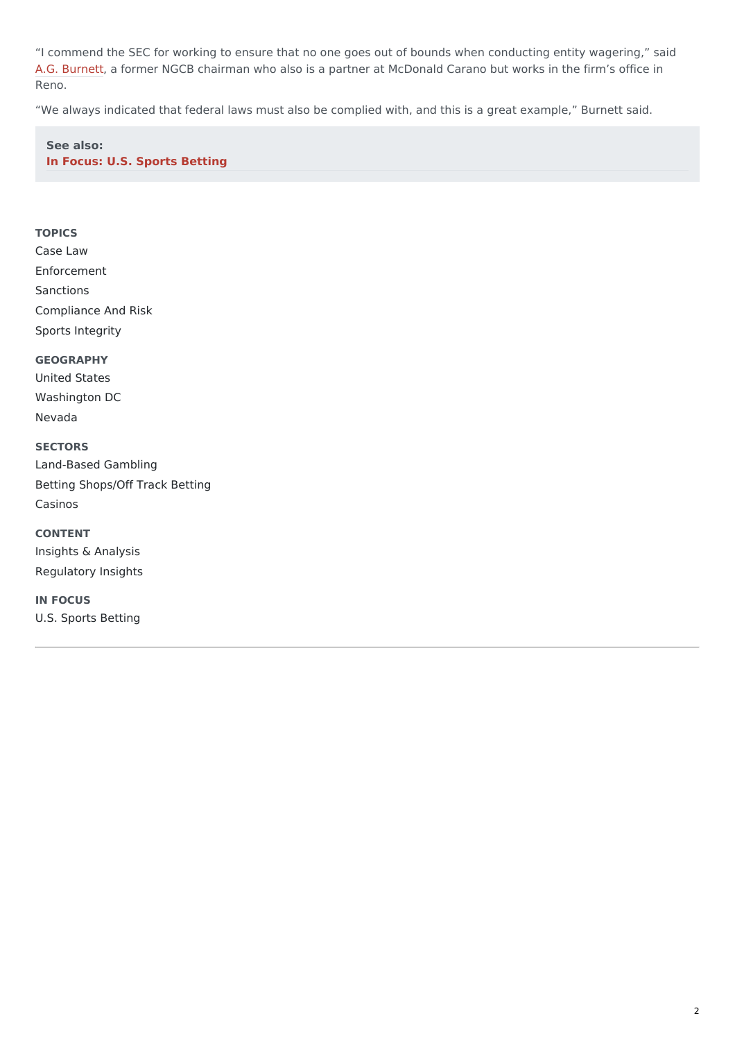"I commend the SEC for working to ensure that no one goes out of bounds when conducting entity wagering," said A.G. Burnett, a former NGCB chairman who also is a partner at McDonald Carano but works in the firm's office in Reno.

"We always indicated that federal laws must also be complied with, and this is a great example," Burnett said.

> **See also:**
> **In Focus: U.S. Sports Betting**

**TOPICS**

Case Law
Enforcement
Sanctions
Compliance And Risk
Sports Integrity

**GEOGRAPHY**

United States
Washington DC
Nevada

**SECTORS**

Land-Based Gambling
Betting Shops/Off Track Betting
Casinos

**CONTENT**

Insights & Analysis
Regulatory Insights

**IN FOCUS**

U.S. Sports Betting